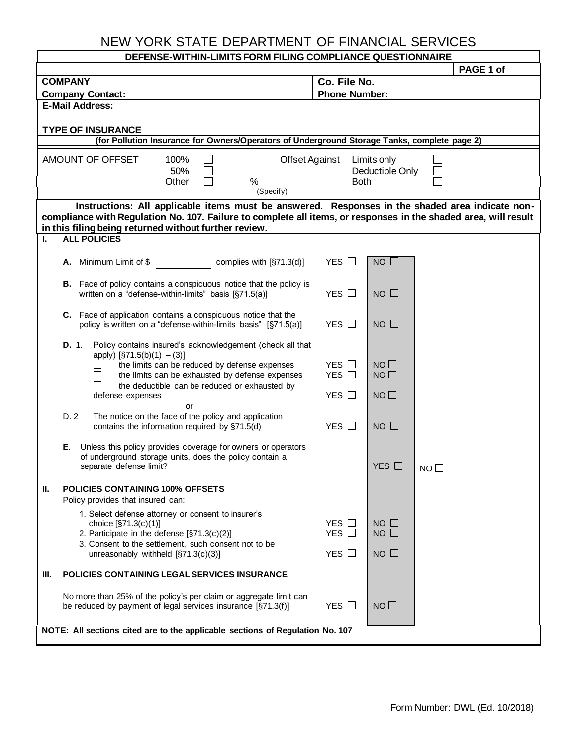# NEW YORK STATE DEPARTMENT OF FINANCIAL SERVICES

## DEFENSE-WITHIN-LIMITS FORM FILING COMPLIANCE QUESTIONNAIRE

PAGE 1 of

| **COMPANY** | **Co. File No.** |
|---|---|
| **Company Contact:** | **Phone Number:** |
| **E-Mail Address:** | |

**TYPE OF INSURANCE**

**(for Pollution Insurance for Owners/Operators of Underground Storage Tanks, complete page 2)**

AMOUNT OF OFFSET: 100% ☐ 50% ☐ Other ☐ ______ % (Specify)

Offset Against: Limits only ☐ Deductible Only ☐ Both ☐

**Instructions: All applicable items must be answered. Responses in the shaded area indicate non-compliance with Regulation No. 107. Failure to complete all items, or responses in the shaded area, will result in this filing being returned without further review.**

### I. ALL POLICIES

| Item | | | |
|---|---|---|---|
| **A.** Minimum Limit of $ __________ complies with [§71.3(d)] | YES ☐ | NO ☐ | |
| **B.** Face of policy contains a conspicuous notice that the policy is written on a "defense-within-limits" basis [§71.5(a)] | YES ☐ | NO ☐ | |
| **C.** Face of application contains a conspicuous notice that the policy is written on a "defense-within-limits basis" [§71.5(a)] | YES ☐ | NO ☐ | |
| **D.** 1. Policy contains insured's acknowledgement (check all that apply) [§71.5(b)(1) – (3)] | | | |
| ☐ the limits can be reduced by defense expenses | YES ☐ | NO ☐ | |
| ☐ the limits can be exhausted by defense expenses | YES ☐ | NO ☐ | |
| ☐ the deductible can be reduced or exhausted by defense expenses | YES ☐ | NO ☐ | |
| or | | | |
| D. 2 The notice on the face of the policy and application contains the information required by §71.5(d) | YES ☐ | NO ☐ | |
| **E**. Unless this policy provides coverage for owners or operators of underground storage units, does the policy contain a separate defense limit? | | YES ☐ | NO ☐ |

### II. POLICIES CONTAINING 100% OFFSETS

Policy provides that insured can:

| Item | | |
|---|---|---|
| 1. Select defense attorney or consent to insurer's choice [§71.3(c)(1)] | YES ☐ | NO ☐ |
| 2. Participate in the defense [§71.3(c)(2)] | YES ☐ | NO ☐ |
| 3. Consent to the settlement, such consent not to be unreasonably withheld [§71.3(c)(3)] | YES ☐ | NO ☐ |

### III. POLICIES CONTAINING LEGAL SERVICES INSURANCE

| Item | | |
|---|---|---|
| No more than 25% of the policy's per claim or aggregate limit can be reduced by payment of legal services insurance [§71.3(f)] | YES ☐ | NO ☐ |

**NOTE: All sections cited are to the applicable sections of Regulation No. 107**

Form Number: DWL (Ed. 10/2018)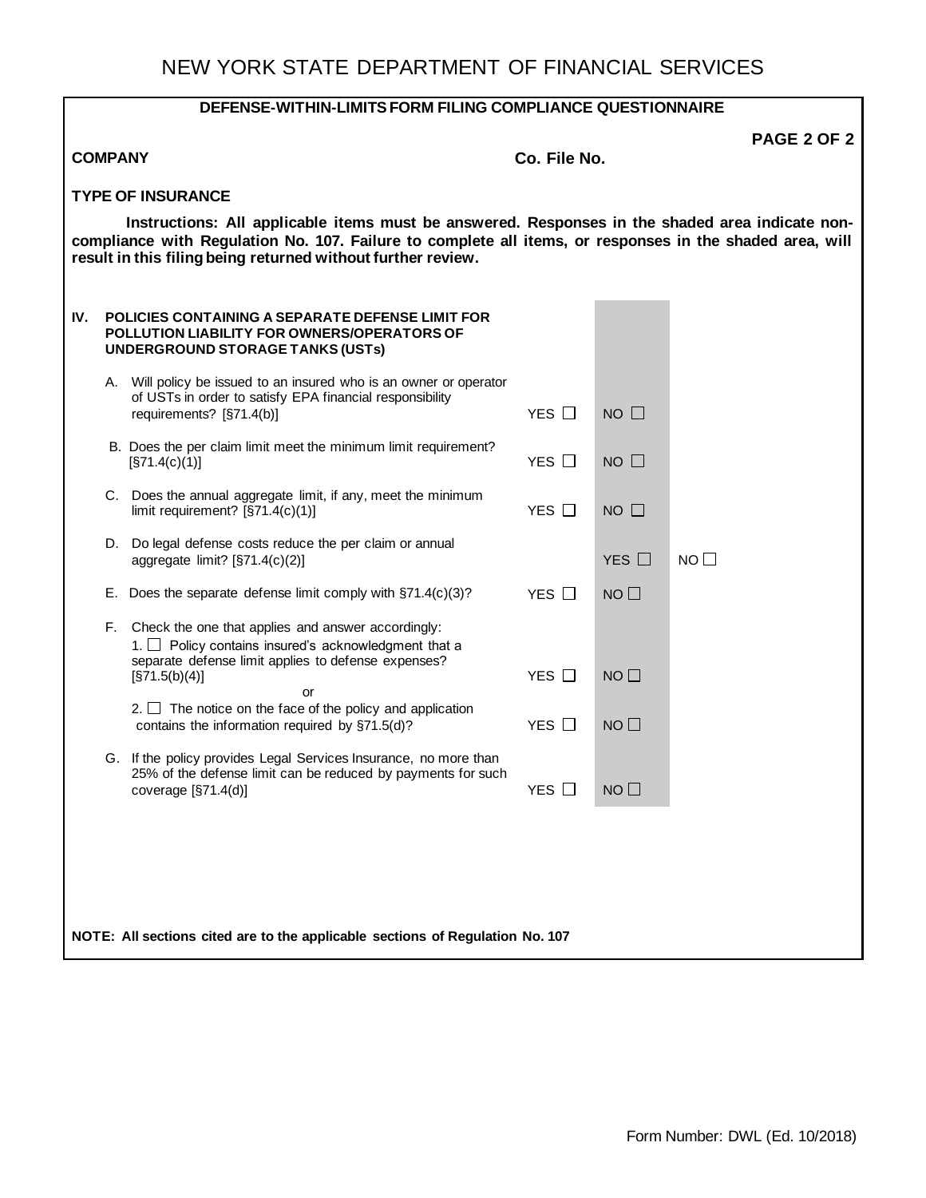# NEW YORK STATE DEPARTMENT OF FINANCIAL SERVICES

## DEFENSE-WITHIN-LIMITS FORM FILING COMPLIANCE QUESTIONNAIRE

**PAGE 2 OF 2**

**COMPANY** **Co. File No.**

**TYPE OF INSURANCE**

**Instructions: All applicable items must be answered. Responses in the shaded area indicate non-compliance with Regulation No. 107. Failure to complete all items, or responses in the shaded area, will result in this filing being returned without further review.**

| | | | | |
|---|---|---|---|---|
| **IV.** | **POLICIES CONTAINING A SEPARATE DEFENSE LIMIT FOR POLLUTION LIABILITY FOR OWNERS/OPERATORS OF UNDERGROUND STORAGE TANKS (USTs)** | | | |
| | A. Will policy be issued to an insured who is an owner or operator of USTs in order to satisfy EPA financial responsibility requirements? [§71.4(b)] | YES ☐ | NO ☐ | |
| | B. Does the per claim limit meet the minimum limit requirement? [§71.4(c)(1)] | YES ☐ | NO ☐ | |
| | C. Does the annual aggregate limit, if any, meet the minimum limit requirement? [§71.4(c)(1)] | YES ☐ | NO ☐ | |
| | D. Do legal defense costs reduce the per claim or annual aggregate limit? [§71.4(c)(2)] | | YES ☐ | NO ☐ |
| | E. Does the separate defense limit comply with §71.4(c)(3)? | YES ☐ | NO ☐ | |
| | F. Check the one that applies and answer accordingly: | | | |
| | 1. ☐ Policy contains insured's acknowledgment that a separate defense limit applies to defense expenses? [§71.5(b)(4)] | YES ☐ | NO ☐ | |
| | or | | | |
| | 2. ☐ The notice on the face of the policy and application contains the information required by §71.5(d)? | YES ☐ | NO ☐ | |
| | G. If the policy provides Legal Services Insurance, no more than 25% of the defense limit can be reduced by payments for such coverage [§71.4(d)] | YES ☐ | NO ☐ | |

**NOTE: All sections cited are to the applicable sections of Regulation No. 107**

Form Number: DWL (Ed. 10/2018)